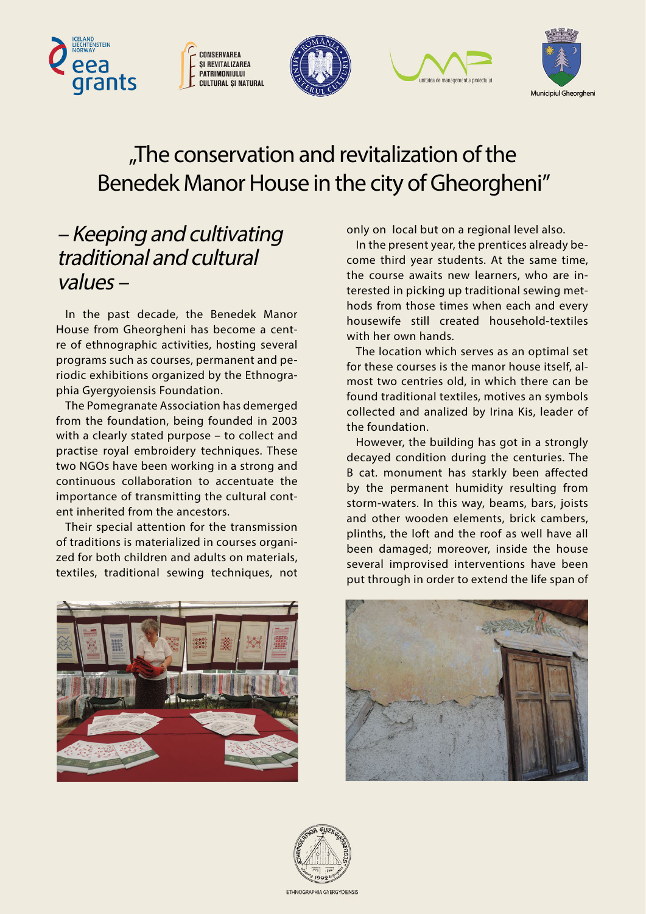# „The conservation and revitalization of the Benedek Manor House in the city of Gheorgheni"

## – *Keeping and cultivating traditional and cultural values* –

In the past decade, the Benedek Manor House from Gheorgheni has become a centre of ethnographic activities, hosting several programs such as courses, permanent and periodic exhibitions organized by the Ethnographia Gyergyoiensis Foundation.

The Pomegranate Association has demerged from the foundation, being founded in 2003 with a clearly stated purpose – to collect and practise royal embroidery techniques. These two NGOs have been working in a strong and continuous collaboration to accentuate the importance of transmitting the cultural content inherited from the ancestors.

Their special attention for the transmission of traditions is materialized in courses organized for both children and adults on materials, textiles, traditional sewing techniques, not only on local but on a regional level also.

In the present year, the prentices already become third year students. At the same time, the course awaits new learners, who are interested in picking up traditional sewing methods from those times when each and every housewife still created household-textiles with her own hands.

The location which serves as an optimal set for these courses is the manor house itself, almost two centries old, in which there can be found traditional textiles, motives an symbols collected and analized by Irina Kis, leader of the foundation.

However, the building has got in a strongly decayed condition during the centuries. The B cat. monument has starkly been affected by the permanent humidity resulting from storm-waters. In this way, beams, bars, joists and other wooden elements, brick cambers, plinths, the loft and the roof as well have all been damaged; moreover, inside the house several improvised interventions have been put through in order to extend the life span of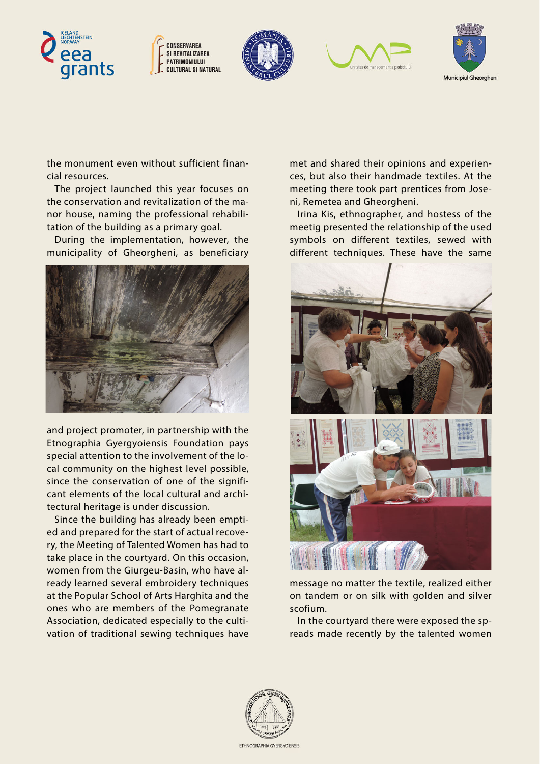the monument even without sufficient financial resources.

The project launched this year focuses on the conservation and revitalization of the manor house, naming the professional rehabilitation of the building as a primary goal.

During the implementation, however, the municipality of Gheorgheni, as beneficiary and project promoter, in partnership with the Etnographia Gyergyoiensis Foundation pays special attention to the involvement of the local community on the highest level possible, since the conservation of one of the significant elements of the local cultural and architectural heritage is under discussion.

Since the building has already been emptied and prepared for the start of actual recovery, the Meeting of Talented Women has had to take place in the courtyard. On this occasion, women from the Giurgeu-Basin, who have already learned several embroidery techniques at the Popular School of Arts Harghita and the ones who are members of the Pomegranate Association, dedicated especially to the cultivation of traditional sewing techniques have met and shared their opinions and experiences, but also their handmade textiles. At the meeting there took part prentices from Joseni, Remetea and Gheorgheni.

Irina Kis, ethnographer, and hostess of the meetig presented the relationship of the used symbols on different textiles, sewed with different techniques. These have the same message no matter the textile, realized either on tandem or on silk with golden and silver scofium.

In the courtyard there were exposed the spreads made recently by the talented women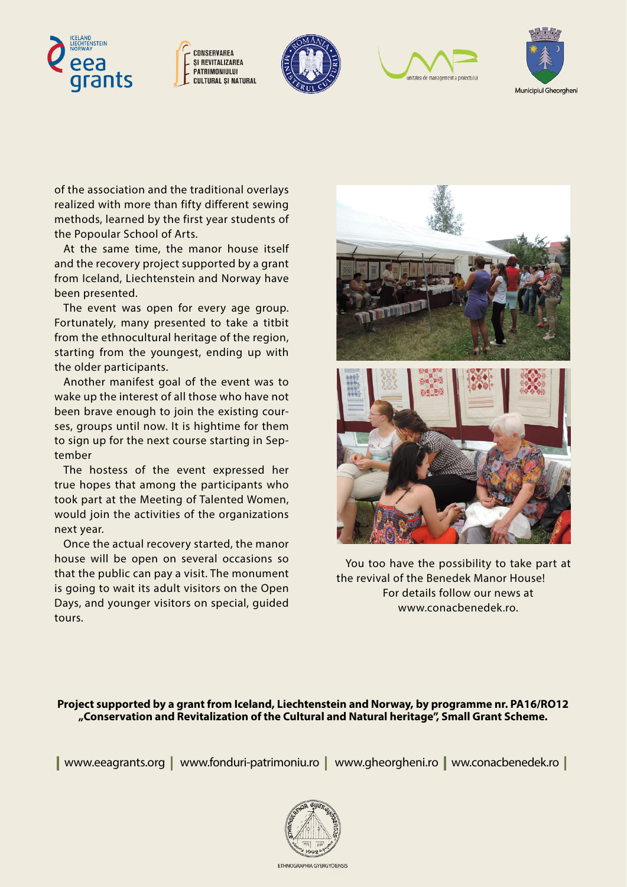of the association and the traditional overlays realized with more than fifty different sewing methods, learned by the first year students of the Popoular School of Arts.

At the same time, the manor house itself and the recovery project supported by a grant from Iceland, Liechtenstein and Norway have been presented.

The event was open for every age group. Fortunately, many presented to take a titbit from the ethnocultural heritage of the region, starting from the youngest, ending up with the older participants.

Another manifest goal of the event was to wake up the interest of all those who have not been brave enough to join the existing courses, groups until now. It is hightime for them to sign up for the next course starting in September

The hostess of the event expressed her true hopes that among the participants who took part at the Meeting of Talented Women, would join the activities of the organizations next year.

Once the actual recovery started, the manor house will be open on several occasions so that the public can pay a visit. The monument is going to wait its adult visitors on the Open Days, and younger visitors on special, guided tours.

You too have the possibility to take part at the revival of the Benedek Manor House! For details follow our news at www.conacbenedek.ro.

**Project supported by a grant from Iceland, Liechtenstein and Norway, by programme nr. PA16/RO12 „Conservation and Revitalization of the Cultural and Natural heritage", Small Grant Scheme.**

www.eeagrants.org | www.fonduri-patrimoniu.ro | www.gheorgheni.ro | ww.conacbenedek.ro